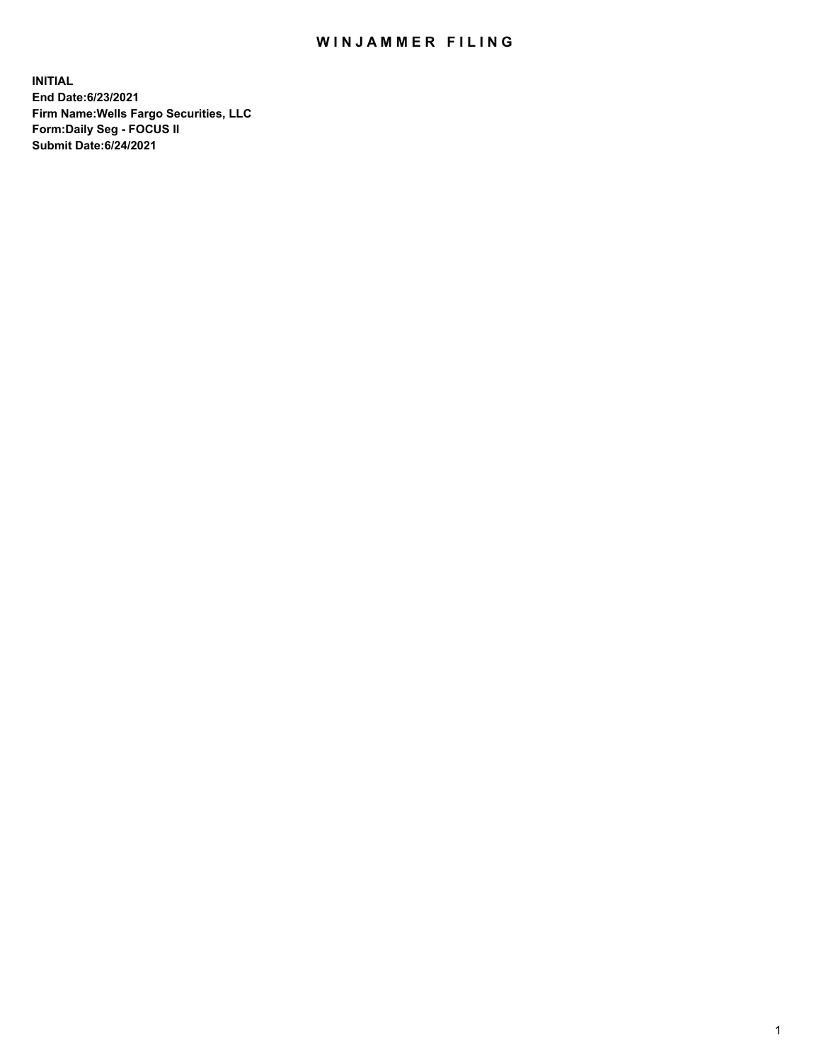# WINJAMMER FILING

**INITIAL**
**End Date:6/23/2021**
**Firm Name:Wells Fargo Securities, LLC**
**Form:Daily Seg - FOCUS II**
**Submit Date:6/24/2021**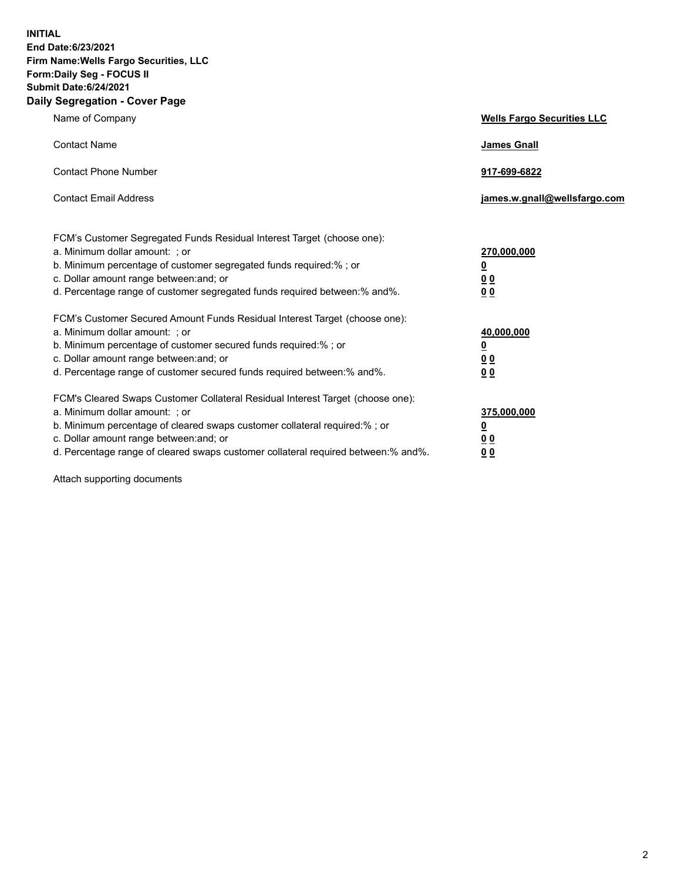**INITIAL**
**End Date:6/23/2021**
**Firm Name:Wells Fargo Securities, LLC**
**Form:Daily Seg - FOCUS II**
**Submit Date:6/24/2021**

## Daily Segregation - Cover Page

| | |
|---|---|
| Name of Company | **Wells Fargo Securities LLC** |
| Contact Name | **James Gnall** |
| Contact Phone Number | **917-699-6822** |
| Contact Email Address | **james.w.gnall@wellsfargo.com** |

| | |
|---|---|
| FCM's Customer Segregated Funds Residual Interest Target (choose one): | |
| a. Minimum dollar amount: ; or | **270,000,000** |
| b. Minimum percentage of customer segregated funds required:% ; or | **0** |
| c. Dollar amount range between:and; or | **0 0** |
| d. Percentage range of customer segregated funds required between:% and%. | **0 0** |
| FCM's Customer Secured Amount Funds Residual Interest Target (choose one): | |
| a. Minimum dollar amount: ; or | **40,000,000** |
| b. Minimum percentage of customer secured funds required:% ; or | **0** |
| c. Dollar amount range between:and; or | **0 0** |
| d. Percentage range of customer secured funds required between:% and%. | **0 0** |
| FCM's Cleared Swaps Customer Collateral Residual Interest Target (choose one): | |
| a. Minimum dollar amount: ; or | **375,000,000** |
| b. Minimum percentage of cleared swaps customer collateral required:% ; or | **0** |
| c. Dollar amount range between:and; or | **0 0** |
| d. Percentage range of cleared swaps customer collateral required between:% and%. | **0 0** |

Attach supporting documents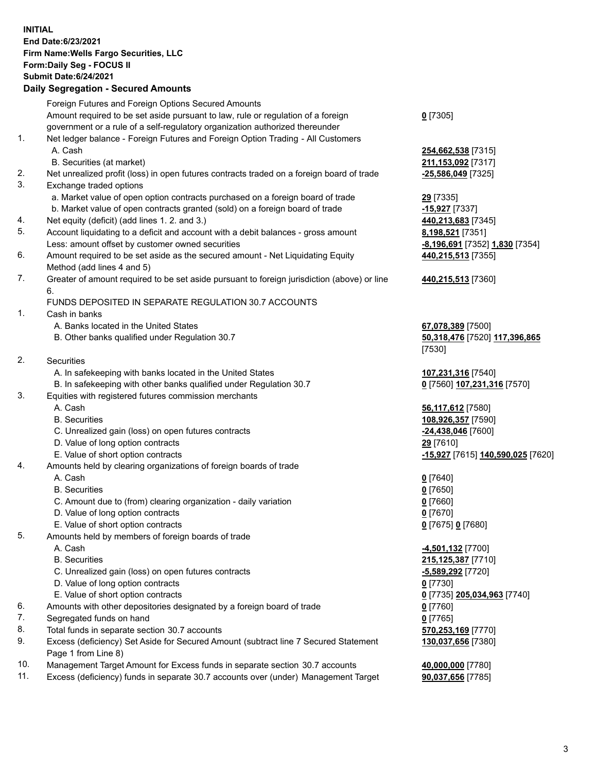**INITIAL**
**End Date:6/23/2021**
**Firm Name:Wells Fargo Securities, LLC**
**Form:Daily Seg - FOCUS II**
**Submit Date:6/24/2021**

## Daily Segregation - Secured Amounts

| | | |
|---|---|---|
| | Foreign Futures and Foreign Options Secured Amounts | |
| | Amount required to be set aside pursuant to law, rule or regulation of a foreign government or a rule of a self-regulatory organization authorized thereunder | **0** [7305] |
| 1. | Net ledger balance - Foreign Futures and Foreign Option Trading - All Customers | |
| | A. Cash | **254,662,538** [7315] |
| | B. Securities (at market) | **211,153,092** [7317] |
| 2. | Net unrealized profit (loss) in open futures contracts traded on a foreign board of trade | **-25,586,049** [7325] |
| 3. | Exchange traded options | |
| | a. Market value of open option contracts purchased on a foreign board of trade | **29** [7335] |
| | b. Market value of open contracts granted (sold) on a foreign board of trade | **-15,927** [7337] |
| 4. | Net equity (deficit) (add lines 1. 2. and 3.) | **440,213,683** [7345] |
| 5. | Account liquidating to a deficit and account with a debit balances - gross amount | **8,198,521** [7351] |
| | Less: amount offset by customer owned securities | **-8,196,691** [7352] **1,830** [7354] |
| 6. | Amount required to be set aside as the secured amount - Net Liquidating Equity Method (add lines 4 and 5) | **440,215,513** [7355] |
| 7. | Greater of amount required to be set aside pursuant to foreign jurisdiction (above) or line 6. | **440,215,513** [7360] |
| | FUNDS DEPOSITED IN SEPARATE REGULATION 30.7 ACCOUNTS | |
| 1. | Cash in banks | |
| | A. Banks located in the United States | **67,078,389** [7500] |
| | B. Other banks qualified under Regulation 30.7 | **50,318,476** [7520] **117,396,865** [7530] |
| 2. | Securities | |
| | A. In safekeeping with banks located in the United States | **107,231,316** [7540] |
| | B. In safekeeping with other banks qualified under Regulation 30.7 | **0** [7560] **107,231,316** [7570] |
| 3. | Equities with registered futures commission merchants | |
| | A. Cash | **56,117,612** [7580] |
| | B. Securities | **108,926,357** [7590] |
| | C. Unrealized gain (loss) on open futures contracts | **-24,438,046** [7600] |
| | D. Value of long option contracts | **29** [7610] |
| | E. Value of short option contracts | **-15,927** [7615] **140,590,025** [7620] |
| 4. | Amounts held by clearing organizations of foreign boards of trade | |
| | A. Cash | **0** [7640] |
| | B. Securities | **0** [7650] |
| | C. Amount due to (from) clearing organization - daily variation | **0** [7660] |
| | D. Value of long option contracts | **0** [7670] |
| | E. Value of short option contracts | **0** [7675] **0** [7680] |
| 5. | Amounts held by members of foreign boards of trade | |
| | A. Cash | **-4,501,132** [7700] |
| | B. Securities | **215,125,387** [7710] |
| | C. Unrealized gain (loss) on open futures contracts | **-5,589,292** [7720] |
| | D. Value of long option contracts | **0** [7730] |
| | E. Value of short option contracts | **0** [7735] **205,034,963** [7740] |
| 6. | Amounts with other depositories designated by a foreign board of trade | **0** [7760] |
| 7. | Segregated funds on hand | **0** [7765] |
| 8. | Total funds in separate section 30.7 accounts | **570,253,169** [7770] |
| 9. | Excess (deficiency) Set Aside for Secured Amount (subtract line 7 Secured Statement Page 1 from Line 8) | **130,037,656** [7380] |
| 10. | Management Target Amount for Excess funds in separate section 30.7 accounts | **40,000,000** [7780] |
| 11. | Excess (deficiency) funds in separate 30.7 accounts over (under) Management Target | **90,037,656** [7785] |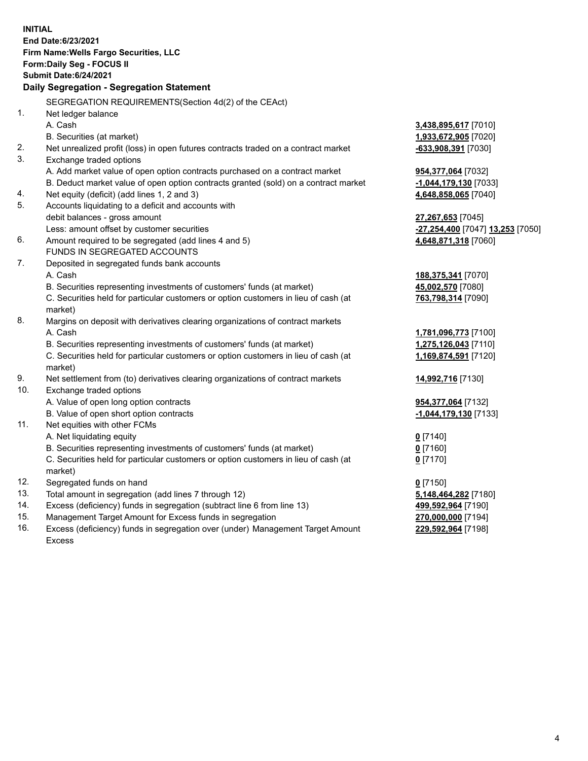**INITIAL**
**End Date:6/23/2021**
**Firm Name:Wells Fargo Securities, LLC**
**Form:Daily Seg - FOCUS II**
**Submit Date:6/24/2021**

## Daily Segregation - Segregation Statement

| | | |
|---|---|---|
| | SEGREGATION REQUIREMENTS(Section 4d(2) of the CEAct) | |
| 1. | Net ledger balance | |
| | A. Cash | **3,438,895,617** [7010] |
| | B. Securities (at market) | **1,933,672,905** [7020] |
| 2. | Net unrealized profit (loss) in open futures contracts traded on a contract market | **-633,908,391** [7030] |
| 3. | Exchange traded options | |
| | A. Add market value of open option contracts purchased on a contract market | **954,377,064** [7032] |
| | B. Deduct market value of open option contracts granted (sold) on a contract market | **-1,044,179,130** [7033] |
| 4. | Net equity (deficit) (add lines 1, 2 and 3) | **4,648,858,065** [7040] |
| 5. | Accounts liquidating to a deficit and accounts with debit balances - gross amount | **27,267,653** [7045] |
| | Less: amount offset by customer securities | **-27,254,400** [7047] **13,253** [7050] |
| 6. | Amount required to be segregated (add lines 4 and 5) | **4,648,871,318** [7060] |
| | FUNDS IN SEGREGATED ACCOUNTS | |
| 7. | Deposited in segregated funds bank accounts | |
| | A. Cash | **188,375,341** [7070] |
| | B. Securities representing investments of customers' funds (at market) | **45,002,570** [7080] |
| | C. Securities held for particular customers or option customers in lieu of cash (at market) | **763,798,314** [7090] |
| 8. | Margins on deposit with derivatives clearing organizations of contract markets | |
| | A. Cash | **1,781,096,773** [7100] |
| | B. Securities representing investments of customers' funds (at market) | **1,275,126,043** [7110] |
| | C. Securities held for particular customers or option customers in lieu of cash (at market) | **1,169,874,591** [7120] |
| 9. | Net settlement from (to) derivatives clearing organizations of contract markets | **14,992,716** [7130] |
| 10. | Exchange traded options | |
| | A. Value of open long option contracts | **954,377,064** [7132] |
| | B. Value of open short option contracts | **-1,044,179,130** [7133] |
| 11. | Net equities with other FCMs | |
| | A. Net liquidating equity | **0** [7140] |
| | B. Securities representing investments of customers' funds (at market) | **0** [7160] |
| | C. Securities held for particular customers or option customers in lieu of cash (at market) | **0** [7170] |
| 12. | Segregated funds on hand | **0** [7150] |
| 13. | Total amount in segregation (add lines 7 through 12) | **5,148,464,282** [7180] |
| 14. | Excess (deficiency) funds in segregation (subtract line 6 from line 13) | **499,592,964** [7190] |
| 15. | Management Target Amount for Excess funds in segregation | **270,000,000** [7194] |
| 16. | Excess (deficiency) funds in segregation over (under) Management Target Amount Excess | **229,592,964** [7198] |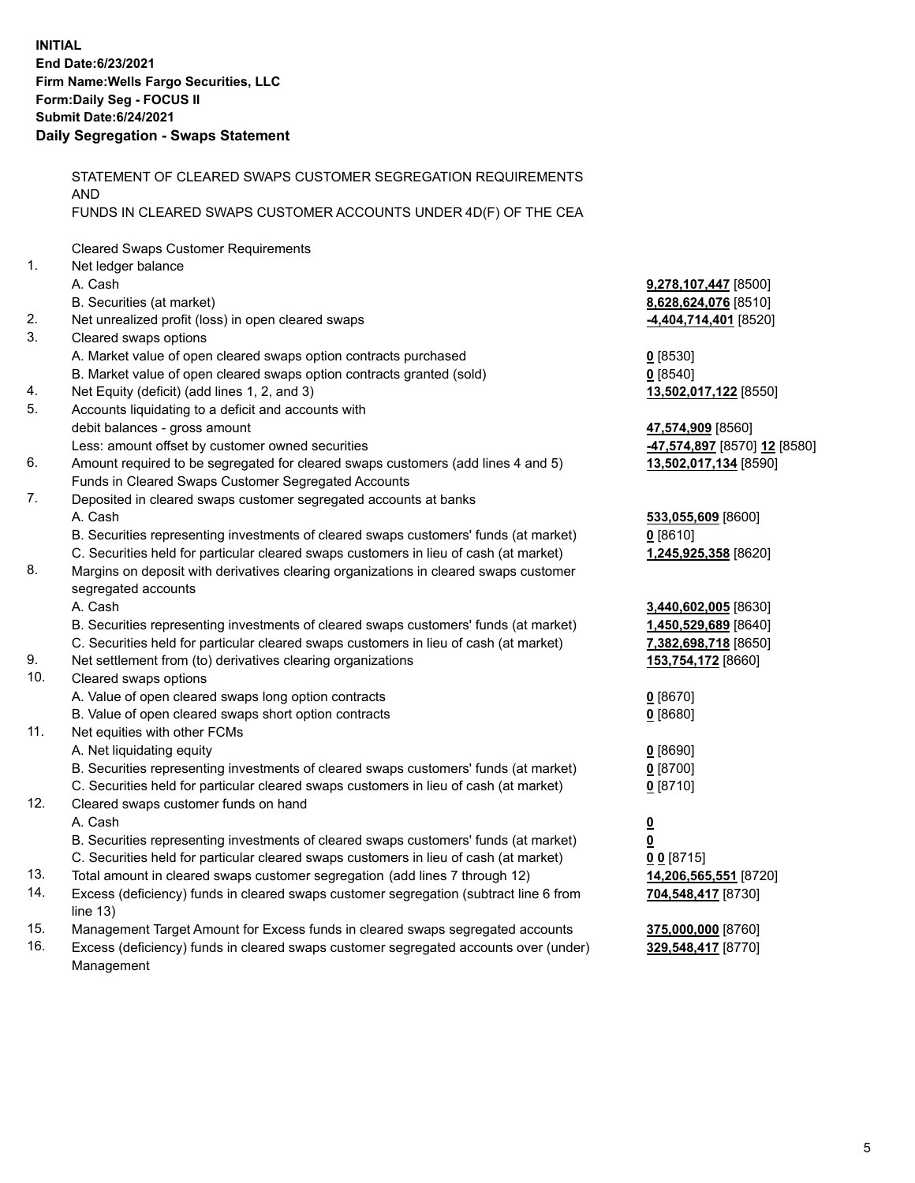**INITIAL**
**End Date:6/23/2021**
**Firm Name:Wells Fargo Securities, LLC**
**Form:Daily Seg - FOCUS II**
**Submit Date:6/24/2021**
**Daily Segregation - Swaps Statement**

STATEMENT OF CLEARED SWAPS CUSTOMER SEGREGATION REQUIREMENTS AND
FUNDS IN CLEARED SWAPS CUSTOMER ACCOUNTS UNDER 4D(F) OF THE CEA

| | | |
|---|---|---|
| | Cleared Swaps Customer Requirements | |
| 1. | Net ledger balance | |
| | A. Cash | **9,278,107,447** [8500] |
| | B. Securities (at market) | **8,628,624,076** [8510] |
| 2. | Net unrealized profit (loss) in open cleared swaps | **-4,404,714,401** [8520] |
| 3. | Cleared swaps options | |
| | A. Market value of open cleared swaps option contracts purchased | **0** [8530] |
| | B. Market value of open cleared swaps option contracts granted (sold) | **0** [8540] |
| 4. | Net Equity (deficit) (add lines 1, 2, and 3) | **13,502,017,122** [8550] |
| 5. | Accounts liquidating to a deficit and accounts with | |
| | debit balances - gross amount | **47,574,909** [8560] |
| | Less: amount offset by customer owned securities | **-47,574,897** [8570] **12** [8580] |
| 6. | Amount required to be segregated for cleared swaps customers (add lines 4 and 5) | **13,502,017,134** [8590] |
| | Funds in Cleared Swaps Customer Segregated Accounts | |
| 7. | Deposited in cleared swaps customer segregated accounts at banks | |
| | A. Cash | **533,055,609** [8600] |
| | B. Securities representing investments of cleared swaps customers' funds (at market) | **0** [8610] |
| | C. Securities held for particular cleared swaps customers in lieu of cash (at market) | **1,245,925,358** [8620] |
| 8. | Margins on deposit with derivatives clearing organizations in cleared swaps customer segregated accounts | |
| | A. Cash | **3,440,602,005** [8630] |
| | B. Securities representing investments of cleared swaps customers' funds (at market) | **1,450,529,689** [8640] |
| | C. Securities held for particular cleared swaps customers in lieu of cash (at market) | **7,382,698,718** [8650] |
| 9. | Net settlement from (to) derivatives clearing organizations | **153,754,172** [8660] |
| 10. | Cleared swaps options | |
| | A. Value of open cleared swaps long option contracts | **0** [8670] |
| | B. Value of open cleared swaps short option contracts | **0** [8680] |
| 11. | Net equities with other FCMs | |
| | A. Net liquidating equity | **0** [8690] |
| | B. Securities representing investments of cleared swaps customers' funds (at market) | **0** [8700] |
| | C. Securities held for particular cleared swaps customers in lieu of cash (at market) | **0** [8710] |
| 12. | Cleared swaps customer funds on hand | |
| | A. Cash | **0** |
| | B. Securities representing investments of cleared swaps customers' funds (at market) | **0** |
| | C. Securities held for particular cleared swaps customers in lieu of cash (at market) | **0** **0** [8715] |
| 13. | Total amount in cleared swaps customer segregation (add lines 7 through 12) | **14,206,565,551** [8720] |
| 14. | Excess (deficiency) funds in cleared swaps customer segregation (subtract line 6 from line 13) | **704,548,417** [8730] |
| 15. | Management Target Amount for Excess funds in cleared swaps segregated accounts | **375,000,000** [8760] |
| 16. | Excess (deficiency) funds in cleared swaps customer segregated accounts over (under) Management | **329,548,417** [8770] |